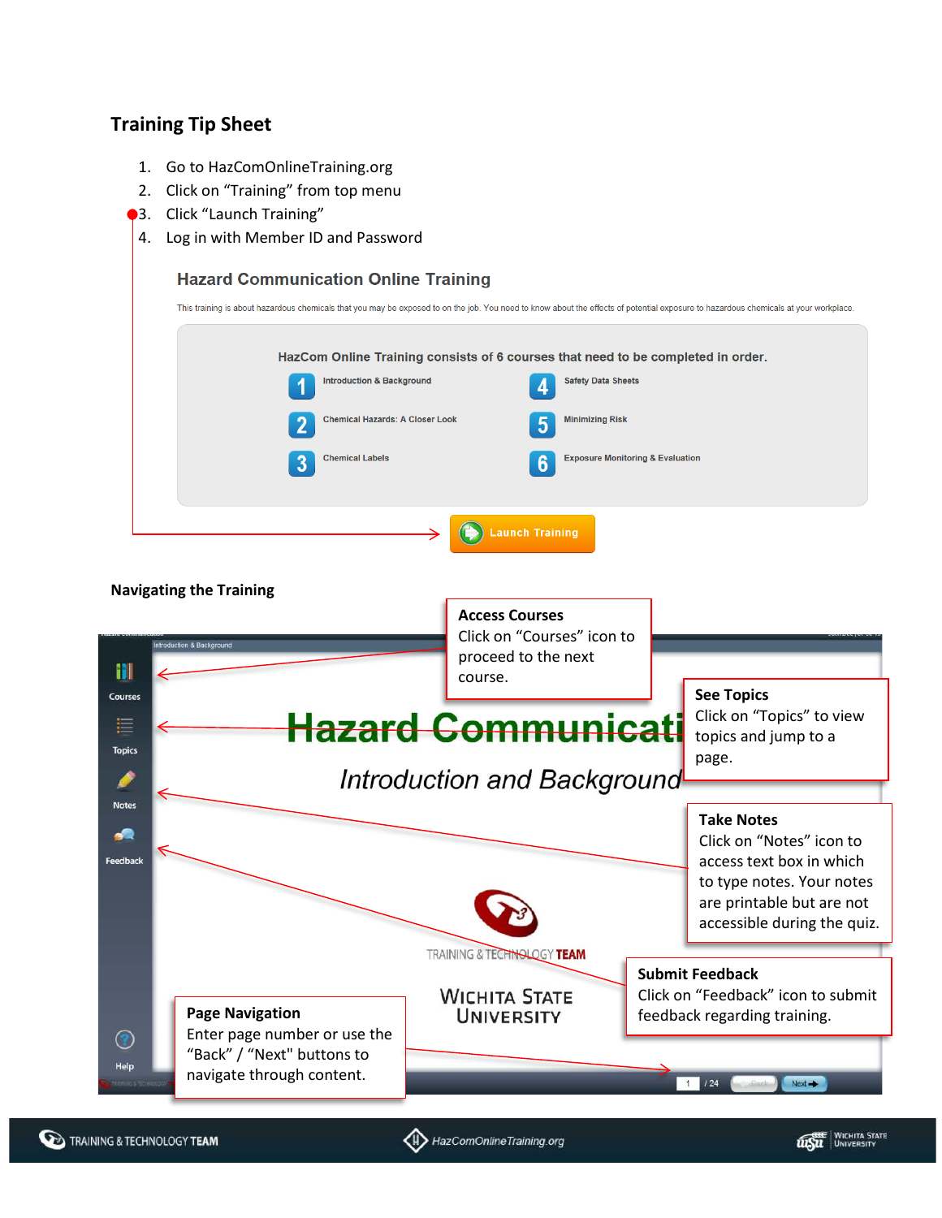## Training Tip Sheet

1. Go to HazComOnlineTraining.org
2. Click on "Training" from top menu
3. Click "Launch Training"
4. Log in with Member ID and Password

### Hazard Communication Online Training

This training is about hazardous chemicals that you may be exposed to on the job. You need to know about the effects of potential exposure to hazardous chemicals at your workplace.

HazCom Online Training consists of 6 courses that need to be completed in order.

1. Introduction & Background
2. Chemical Hazards: A Closer Look
3. Chemical Labels
4. Safety Data Sheets
5. Minimizing Risk
6. Exposure Monitoring & Evaluation

Launch Training

## Navigating the Training

**Access Courses**
Click on "Courses" icon to proceed to the next course.

**See Topics**
Click on "Topics" to view topics and jump to a page.

**Take Notes**
Click on "Notes" icon to access text box in which to type notes. Your notes are printable but are not accessible during the quiz.

**Submit Feedback**
Click on "Feedback" icon to submit feedback regarding training.

**Page Navigation**
Enter page number or use the "Back" / "Next" buttons to navigate through content.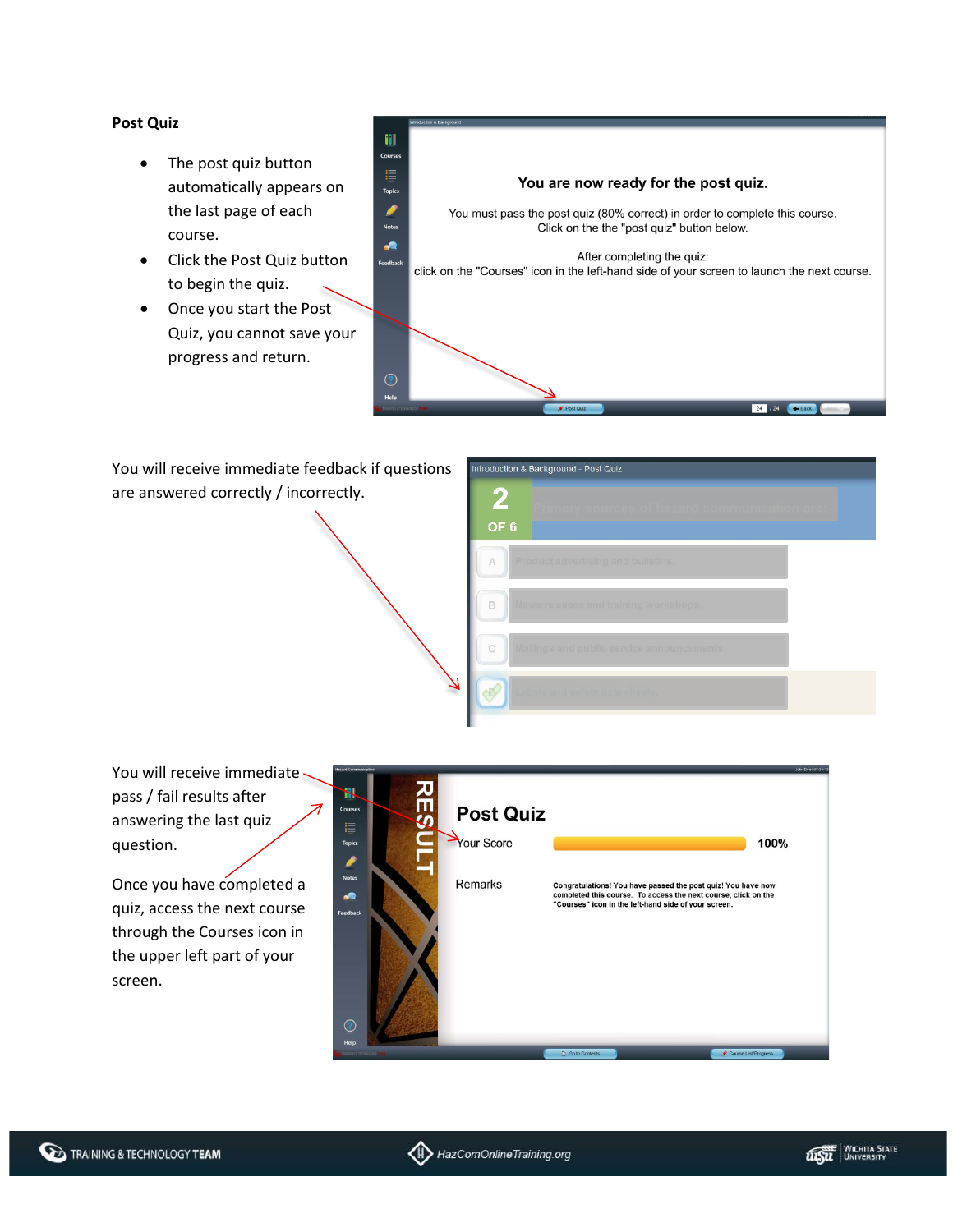**Post Quiz**

- The post quiz button automatically appears on the last page of each course.
- Click the Post Quiz button to begin the quiz.
- Once you start the Post Quiz, you cannot save your progress and return.

You will receive immediate feedback if questions are answered correctly / incorrectly.

You will receive immediate pass / fail results after answering the last quiz question.

Once you have completed a quiz, access the next course through the Courses icon in the upper left part of your screen.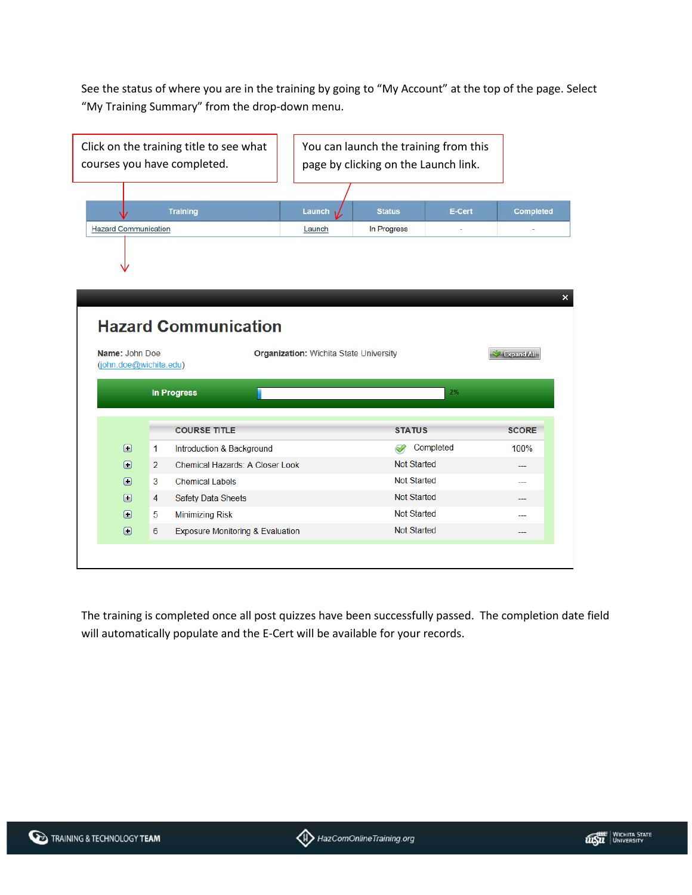See the status of where you are in the training by going to "My Account" at the top of the page. Select "My Training Summary" from the drop-down menu.

Click on the training title to see what courses you have completed.

You can launch the training from this page by clicking on the Launch link.

| Training | Launch | Status | E-Cert | Completed |
| --- | --- | --- | --- | --- |
| Hazard Communication | Launch | In Progress | - | - |

## Hazard Communication

**Name:** John Doe (john.doe@wichita.edu) **Organization:** Wichita State University

Expand All

**In Progress** 2%

| | | COURSE TITLE | STATUS | SCORE |
| --- | --- | --- | --- | --- |
| + | 1 | Introduction & Background | Completed | 100% |
| + | 2 | Chemical Hazards: A Closer Look | Not Started | --- |
| + | 3 | Chemical Labels | Not Started | --- |
| + | 4 | Safety Data Sheets | Not Started | --- |
| + | 5 | Minimizing Risk | Not Started | --- |
| + | 6 | Exposure Monitoring & Evaluation | Not Started | --- |

The training is completed once all post quizzes have been successfully passed. The completion date field will automatically populate and the E-Cert will be available for your records.